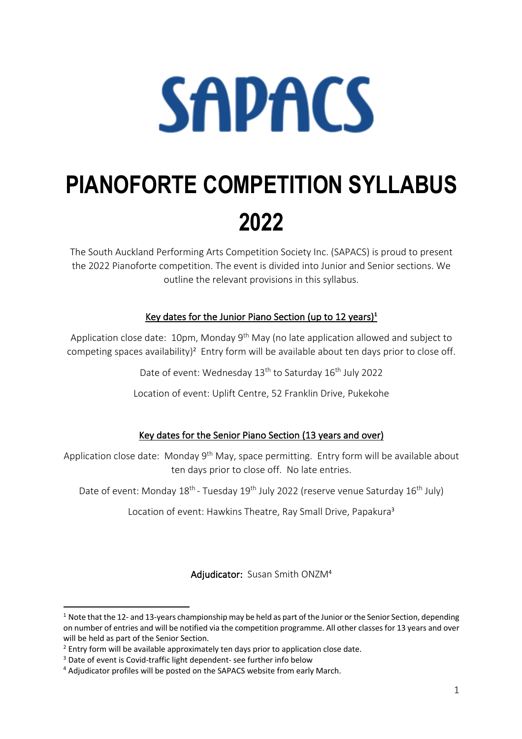# SAPACS

# PIANOFORTE COMPETITION SYLLABUS 2022

The South Auckland Performing Arts Competition Society Inc. (SAPACS) is proud to present the 2022 Pianoforte competition. The event is divided into Junior and Senior sections. We outline the relevant provisions in this syllabus.

## Key dates for the Junior Piano Section (up to 12 years)[1]

Application close date: 10pm, Monday 9th May (no late application allowed and subject to competing spaces availability)[2] Entry form will be available about ten days prior to close off.

Date of event: Wednesday 13th to Saturday 16th July 2022

Location of event: Uplift Centre, 52 Franklin Drive, Pukekohe

## Key dates for the Senior Piano Section (13 years and over)

Application close date: Monday 9th May, space permitting. Entry form will be available about ten days prior to close off. No late entries.

Date of event: Monday 18th - Tuesday 19th July 2022 (reserve venue Saturday 16th July)

Location of event: Hawkins Theatre, Ray Small Drive, Papakura[3]

**Adjudicator:** Susan Smith ONZM[4]

---

[1] Note that the 12- and 13-years championship may be held as part of the Junior or the Senior Section, depending on number of entries and will be notified via the competition programme. All other classes for 13 years and over will be held as part of the Senior Section.

[2] Entry form will be available approximately ten days prior to application close date.

[3] Date of event is Covid-traffic light dependent- see further info below

[4] Adjudicator profiles will be posted on the SAPACS website from early March.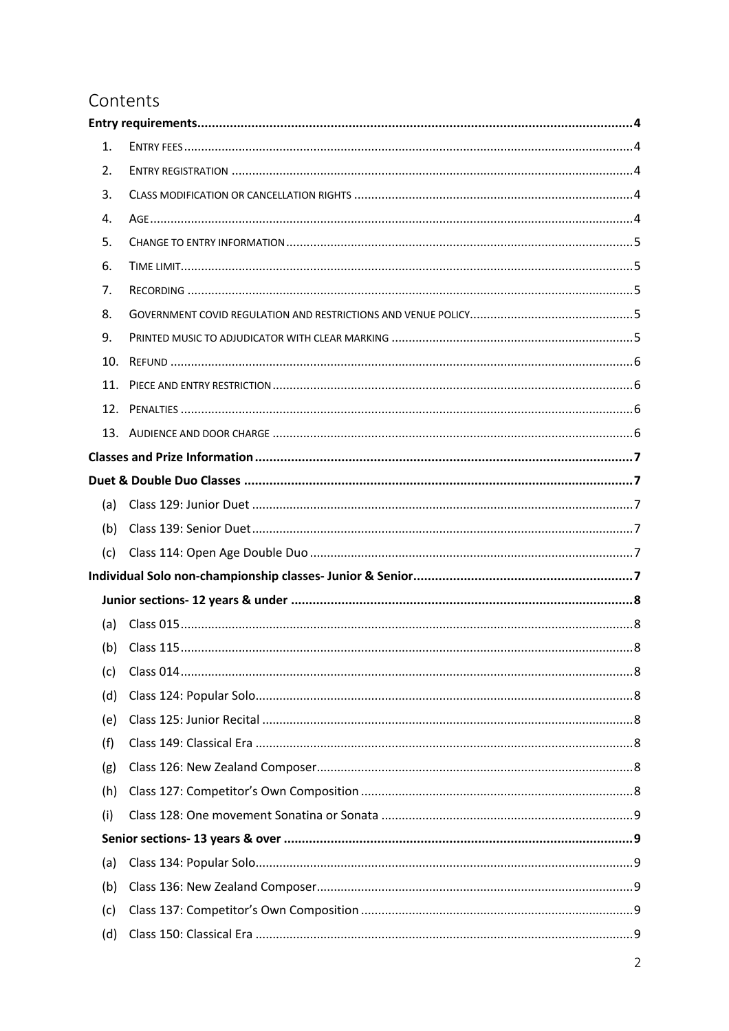# Contents

**Entry requirements** ......................................................................................................... **4**

1. ENTRY FEES ......................................................................................................... 4
2. ENTRY REGISTRATION ......................................................................................................... 4
3. CLASS MODIFICATION OR CANCELLATION RIGHTS ......................................................................................................... 4
4. AGE ......................................................................................................... 4
5. CHANGE TO ENTRY INFORMATION ......................................................................................................... 5
6. TIME LIMIT ......................................................................................................... 5
7. RECORDING ......................................................................................................... 5
8. GOVERNMENT COVID REGULATION AND RESTRICTIONS AND VENUE POLICY ......................................................................................................... 5
9. PRINTED MUSIC TO ADJUDICATOR WITH CLEAR MARKING ......................................................................................................... 5
10. REFUND ......................................................................................................... 6
11. PIECE AND ENTRY RESTRICTION ......................................................................................................... 6
12. PENALTIES ......................................................................................................... 6
13. AUDIENCE AND DOOR CHARGE ......................................................................................................... 6

**Classes and Prize Information** ......................................................................................................... **7**

**Duet & Double Duo Classes** ......................................................................................................... **7**

(a) Class 129: Junior Duet ......................................................................................................... 7
(b) Class 139: Senior Duet ......................................................................................................... 7
(c) Class 114: Open Age Double Duo ......................................................................................................... 7

**Individual Solo non-championship classes- Junior & Senior** ......................................................................................................... **7**

**Junior sections- 12 years & under** ......................................................................................................... **8**

(a) Class 015 ......................................................................................................... 8
(b) Class 115 ......................................................................................................... 8
(c) Class 014 ......................................................................................................... 8
(d) Class 124: Popular Solo ......................................................................................................... 8
(e) Class 125: Junior Recital ......................................................................................................... 8
(f) Class 149: Classical Era ......................................................................................................... 8
(g) Class 126: New Zealand Composer ......................................................................................................... 8
(h) Class 127: Competitor's Own Composition ......................................................................................................... 8
(i) Class 128: One movement Sonatina or Sonata ......................................................................................................... 9

**Senior sections- 13 years & over** ......................................................................................................... **9**

(a) Class 134: Popular Solo ......................................................................................................... 9
(b) Class 136: New Zealand Composer ......................................................................................................... 9
(c) Class 137: Competitor's Own Composition ......................................................................................................... 9
(d) Class 150: Classical Era ......................................................................................................... 9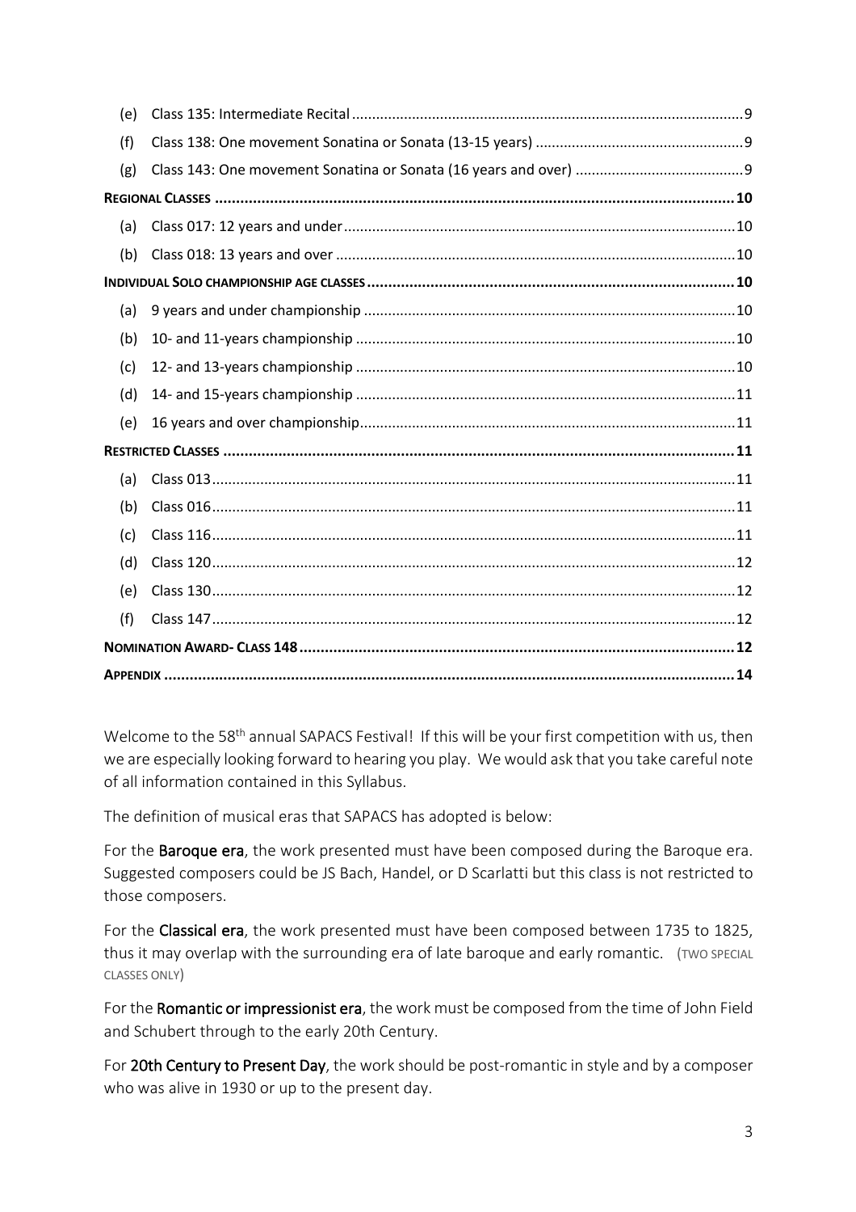(e) Class 135: Intermediate Recital .......... 9
(f) Class 138: One movement Sonatina or Sonata (13-15 years) .......... 9
(g) Class 143: One movement Sonatina or Sonata (16 years and over) .......... 9

**Regional Classes** .......... 10

(a) Class 017: 12 years and under .......... 10
(b) Class 018: 13 years and over .......... 10

**Individual Solo championship age classes** .......... 10

(a) 9 years and under championship .......... 10
(b) 10- and 11-years championship .......... 10
(c) 12- and 13-years championship .......... 10
(d) 14- and 15-years championship .......... 11
(e) 16 years and over championship .......... 11

**Restricted Classes** .......... 11

(a) Class 013 .......... 11
(b) Class 016 .......... 11
(c) Class 116 .......... 11
(d) Class 120 .......... 12
(e) Class 130 .......... 12
(f) Class 147 .......... 12

**Nomination Award- Class 148** .......... 12

**Appendix** .......... 14

Welcome to the 58th annual SAPACS Festival! If this will be your first competition with us, then we are especially looking forward to hearing you play. We would ask that you take careful note of all information contained in this Syllabus.

The definition of musical eras that SAPACS has adopted is below:

For the **Baroque era**, the work presented must have been composed during the Baroque era. Suggested composers could be JS Bach, Handel, or D Scarlatti but this class is not restricted to those composers.

For the **Classical era**, the work presented must have been composed between 1735 to 1825, thus it may overlap with the surrounding era of late baroque and early romantic. (TWO SPECIAL CLASSES ONLY)

For the **Romantic or impressionist era**, the work must be composed from the time of John Field and Schubert through to the early 20th Century.

For **20th Century to Present Day**, the work should be post-romantic in style and by a composer who was alive in 1930 or up to the present day.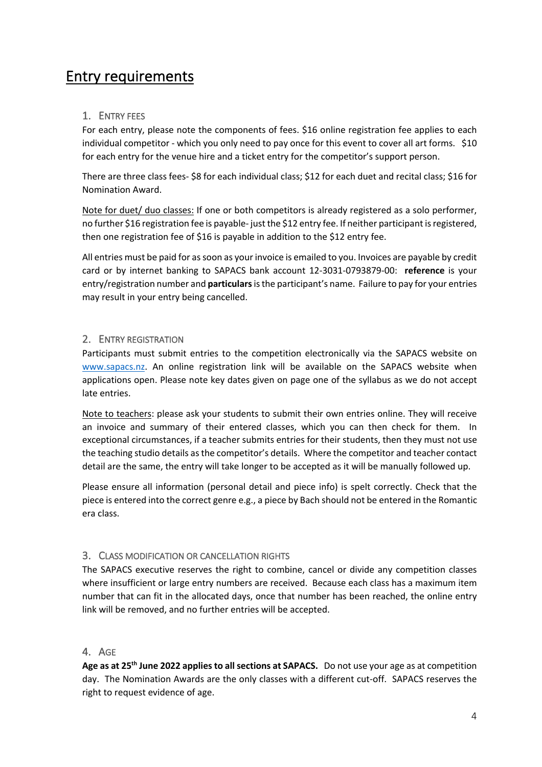# Entry requirements

## 1. Entry fees

For each entry, please note the components of fees. $16 online registration fee applies to each individual competitor - which you only need to pay once for this event to cover all art forms. $10 for each entry for the venue hire and a ticket entry for the competitor's support person.

There are three class fees- $8 for each individual class; $12 for each duet and recital class; $16 for Nomination Award.

<u>Note for duet/ duo classes:</u> If one or both competitors is already registered as a solo performer, no further $16 registration fee is payable- just the $12 entry fee. If neither participant is registered, then one registration fee of $16 is payable in addition to the $12 entry fee.

All entries must be paid for as soon as your invoice is emailed to you. Invoices are payable by credit card or by internet banking to SAPACS bank account 12-3031-0793879-00: **reference** is your entry/registration number and **particulars** is the participant's name. Failure to pay for your entries may result in your entry being cancelled.

## 2. Entry registration

Participants must submit entries to the competition electronically via the SAPACS website on [www.sapacs.nz](http://www.sapacs.nz). An online registration link will be available on the SAPACS website when applications open. Please note key dates given on page one of the syllabus as we do not accept late entries.

<u>Note to teachers</u>: please ask your students to submit their own entries online. They will receive an invoice and summary of their entered classes, which you can then check for them. In exceptional circumstances, if a teacher submits entries for their students, then they must not use the teaching studio details as the competitor's details. Where the competitor and teacher contact detail are the same, the entry will take longer to be accepted as it will be manually followed up.

Please ensure all information (personal detail and piece info) is spelt correctly. Check that the piece is entered into the correct genre e.g., a piece by Bach should not be entered in the Romantic era class.

## 3. Class modification or cancellation rights

The SAPACS executive reserves the right to combine, cancel or divide any competition classes where insufficient or large entry numbers are received. Because each class has a maximum item number that can fit in the allocated days, once that number has been reached, the online entry link will be removed, and no further entries will be accepted.

## 4. Age

**Age as at 25th June 2022 applies to all sections at SAPACS.** Do not use your age as at competition day. The Nomination Awards are the only classes with a different cut-off. SAPACS reserves the right to request evidence of age.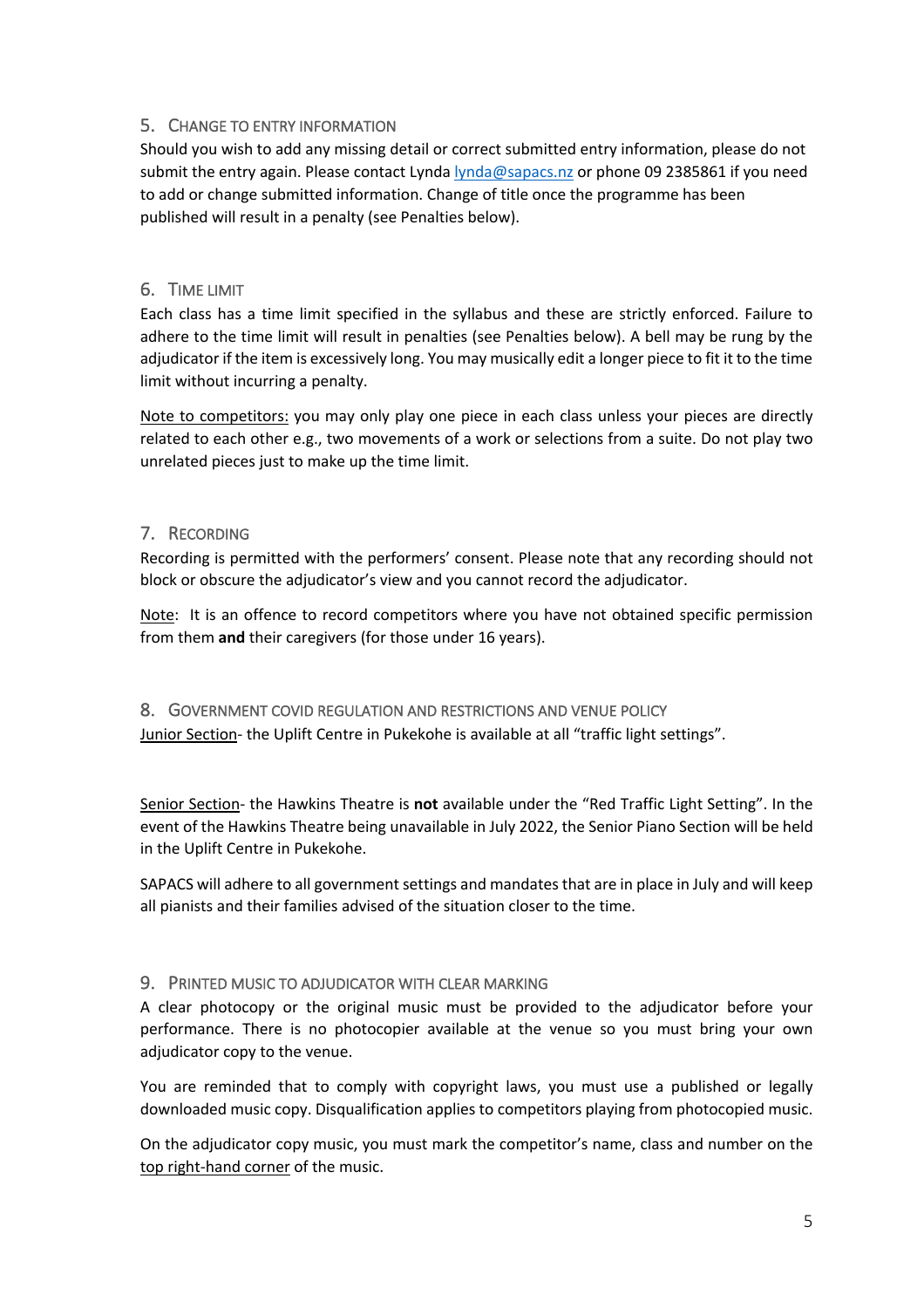## 5. Change to Entry Information

Should you wish to add any missing detail or correct submitted entry information, please do not submit the entry again. Please contact Lynda lynda@sapacs.nz or phone 09 2385861 if you need to add or change submitted information. Change of title once the programme has been published will result in a penalty (see Penalties below).

## 6. Time Limit

Each class has a time limit specified in the syllabus and these are strictly enforced. Failure to adhere to the time limit will result in penalties (see Penalties below). A bell may be rung by the adjudicator if the item is excessively long. You may musically edit a longer piece to fit it to the time limit without incurring a penalty.

Note to competitors: you may only play one piece in each class unless your pieces are directly related to each other e.g., two movements of a work or selections from a suite. Do not play two unrelated pieces just to make up the time limit.

## 7. Recording

Recording is permitted with the performers' consent. Please note that any recording should not block or obscure the adjudicator's view and you cannot record the adjudicator.

Note: It is an offence to record competitors where you have not obtained specific permission from them **and** their caregivers (for those under 16 years).

## 8. Government Covid Regulation and Restrictions and Venue Policy

Junior Section- the Uplift Centre in Pukekohe is available at all "traffic light settings".

Senior Section- the Hawkins Theatre is **not** available under the "Red Traffic Light Setting". In the event of the Hawkins Theatre being unavailable in July 2022, the Senior Piano Section will be held in the Uplift Centre in Pukekohe.

SAPACS will adhere to all government settings and mandates that are in place in July and will keep all pianists and their families advised of the situation closer to the time.

## 9. Printed Music to Adjudicator with Clear Marking

A clear photocopy or the original music must be provided to the adjudicator before your performance. There is no photocopier available at the venue so you must bring your own adjudicator copy to the venue.

You are reminded that to comply with copyright laws, you must use a published or legally downloaded music copy. Disqualification applies to competitors playing from photocopied music.

On the adjudicator copy music, you must mark the competitor's name, class and number on the top right-hand corner of the music.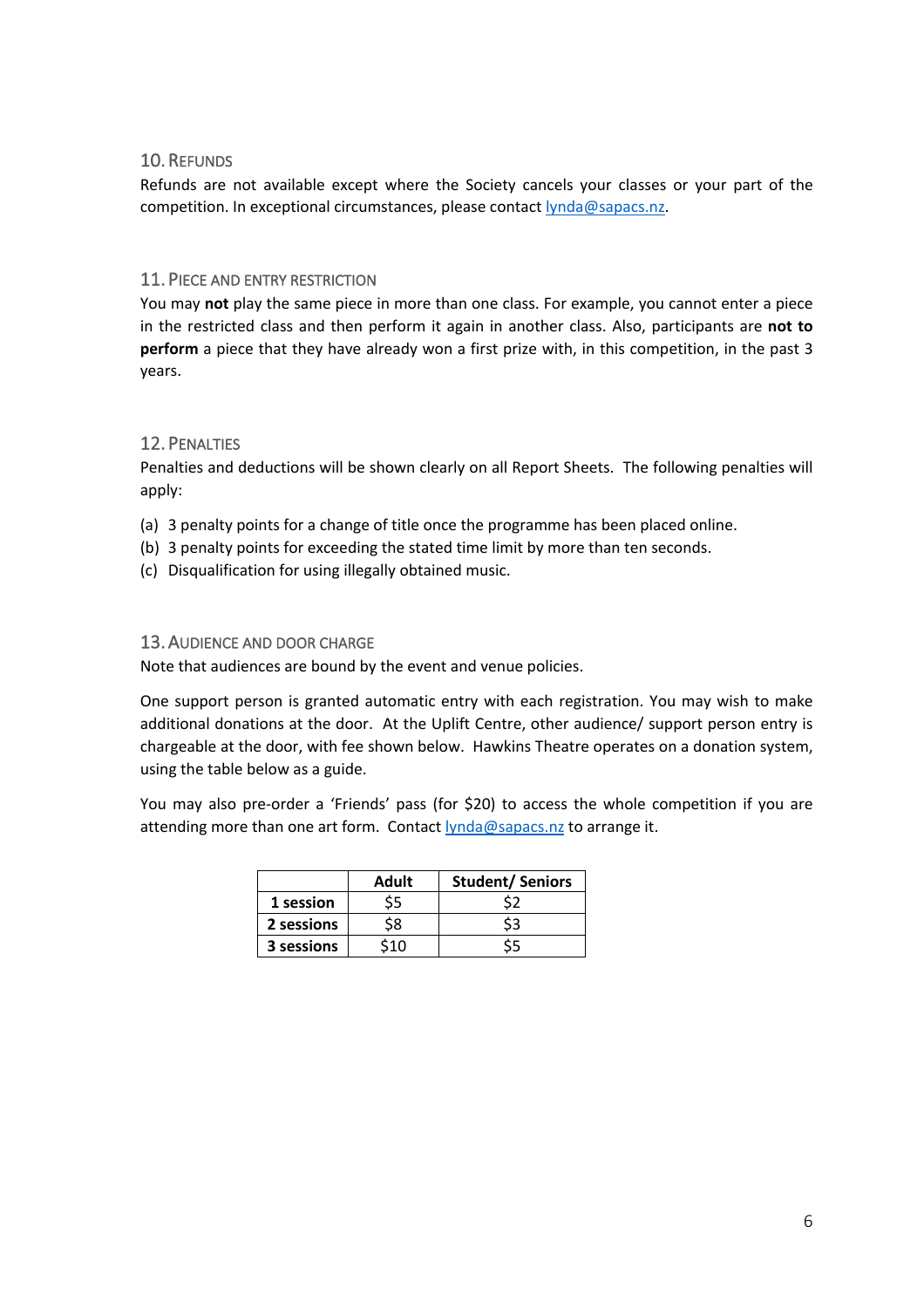## 10. Refunds

Refunds are not available except where the Society cancels your classes or your part of the competition. In exceptional circumstances, please contact lynda@sapacs.nz.

## 11. Piece and Entry Restriction

You may **not** play the same piece in more than one class. For example, you cannot enter a piece in the restricted class and then perform it again in another class. Also, participants are **not to perform** a piece that they have already won a first prize with, in this competition, in the past 3 years.

## 12. Penalties

Penalties and deductions will be shown clearly on all Report Sheets. The following penalties will apply:

(a) 3 penalty points for a change of title once the programme has been placed online.
(b) 3 penalty points for exceeding the stated time limit by more than ten seconds.
(c) Disqualification for using illegally obtained music.

## 13. Audience and Door Charge

Note that audiences are bound by the event and venue policies.

One support person is granted automatic entry with each registration. You may wish to make additional donations at the door. At the Uplift Centre, other audience/ support person entry is chargeable at the door, with fee shown below. Hawkins Theatre operates on a donation system, using the table below as a guide.

You may also pre-order a 'Friends' pass (for $20) to access the whole competition if you are attending more than one art form. Contact lynda@sapacs.nz to arrange it.

| | Adult | Student/ Seniors |
|---|---|---|
| **1 session** | $5 | $2 |
| **2 sessions** | $8 | $3 |
| **3 sessions** | $10 | $5 |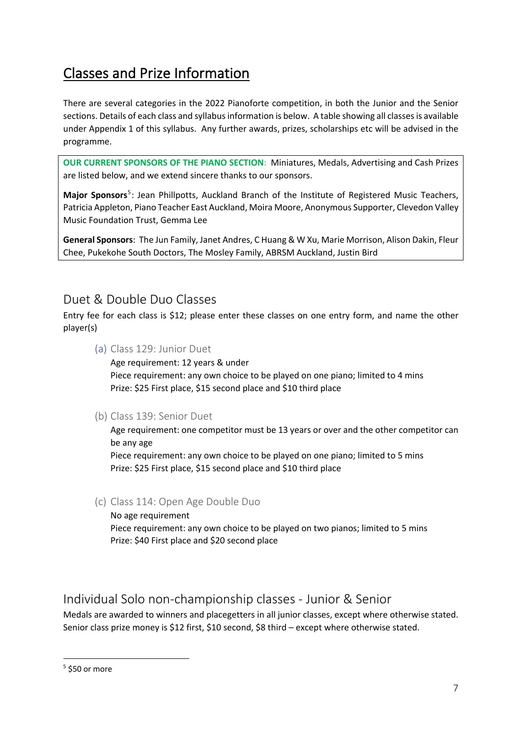# Classes and Prize Information

There are several categories in the 2022 Pianoforte competition, in both the Junior and the Senior sections. Details of each class and syllabus information is below. A table showing all classes is available under Appendix 1 of this syllabus. Any further awards, prizes, scholarships etc will be advised in the programme.

**OUR CURRENT SPONSORS OF THE PIANO SECTION**: Miniatures, Medals, Advertising and Cash Prizes are listed below, and we extend sincere thanks to our sponsors.

**Major Sponsors**[5]: Jean Phillpotts, Auckland Branch of the Institute of Registered Music Teachers, Patricia Appleton, Piano Teacher East Auckland, Moira Moore, Anonymous Supporter, Clevedon Valley Music Foundation Trust, Gemma Lee

**General Sponsors**: The Jun Family, Janet Andres, C Huang & W Xu, Marie Morrison, Alison Dakin, Fleur Chee, Pukekohe South Doctors, The Mosley Family, ABRSM Auckland, Justin Bird

## Duet & Double Duo Classes

Entry fee for each class is $12; please enter these classes on one entry form, and name the other player(s)

(a) Class 129: Junior Duet

Age requirement: 12 years & under
Piece requirement: any own choice to be played on one piano; limited to 4 mins
Prize: $25 First place, $15 second place and $10 third place

(b) Class 139: Senior Duet

Age requirement: one competitor must be 13 years or over and the other competitor can be any age
Piece requirement: any own choice to be played on one piano; limited to 5 mins
Prize: $25 First place, $15 second place and $10 third place

(c) Class 114: Open Age Double Duo

No age requirement
Piece requirement: any own choice to be played on two pianos; limited to 5 mins
Prize: $40 First place and $20 second place

## Individual Solo non-championship classes - Junior & Senior

Medals are awarded to winners and placegetters in all junior classes, except where otherwise stated. Senior class prize money is $12 first, $10 second, $8 third – except where otherwise stated.

[5] $50 or more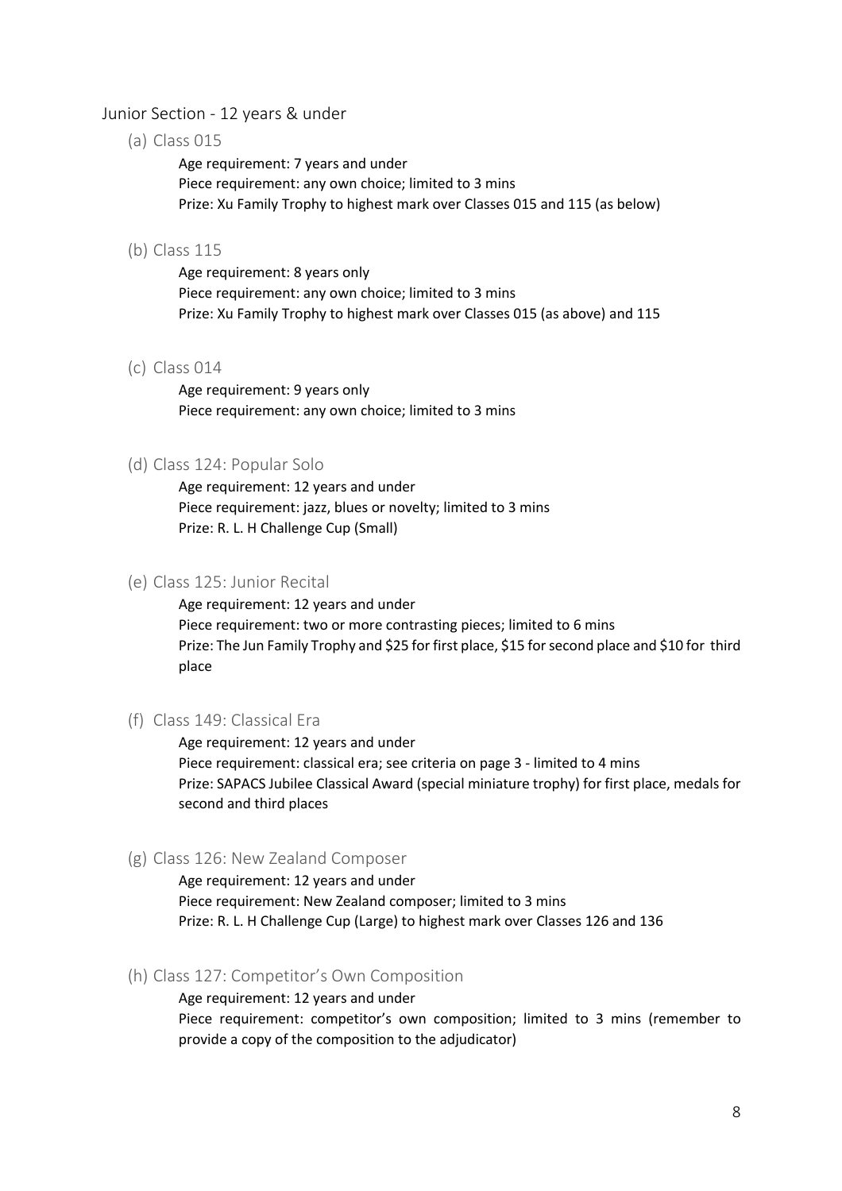## Junior Section - 12 years & under

### (a) Class 015

Age requirement: 7 years and under
Piece requirement: any own choice; limited to 3 mins
Prize: Xu Family Trophy to highest mark over Classes 015 and 115 (as below)

### (b) Class 115

Age requirement: 8 years only
Piece requirement: any own choice; limited to 3 mins
Prize: Xu Family Trophy to highest mark over Classes 015 (as above) and 115

### (c) Class 014

Age requirement: 9 years only
Piece requirement: any own choice; limited to 3 mins

### (d) Class 124: Popular Solo

Age requirement: 12 years and under
Piece requirement: jazz, blues or novelty; limited to 3 mins
Prize: R. L. H Challenge Cup (Small)

### (e) Class 125: Junior Recital

Age requirement: 12 years and under
Piece requirement: two or more contrasting pieces; limited to 6 mins
Prize: The Jun Family Trophy and $25 for first place, $15 for second place and $10 for third place

### (f) Class 149: Classical Era

Age requirement: 12 years and under
Piece requirement: classical era; see criteria on page 3 - limited to 4 mins
Prize: SAPACS Jubilee Classical Award (special miniature trophy) for first place, medals for second and third places

### (g) Class 126: New Zealand Composer

Age requirement: 12 years and under
Piece requirement: New Zealand composer; limited to 3 mins
Prize: R. L. H Challenge Cup (Large) to highest mark over Classes 126 and 136

### (h) Class 127: Competitor's Own Composition

Age requirement: 12 years and under
Piece requirement: competitor's own composition; limited to 3 mins (remember to provide a copy of the composition to the adjudicator)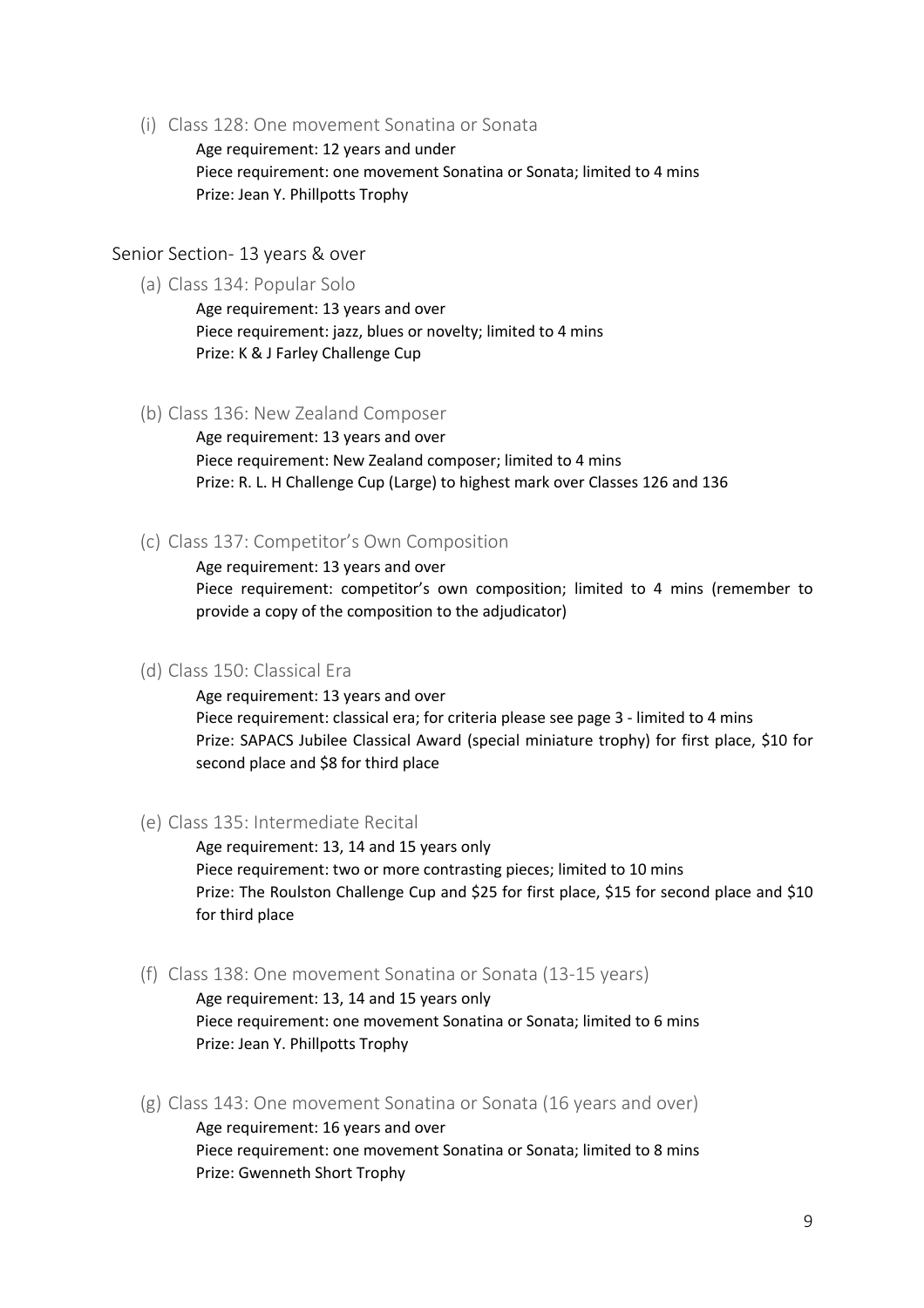### (i) Class 128: One movement Sonatina or Sonata

Age requirement: 12 years and under
Piece requirement: one movement Sonatina or Sonata; limited to 4 mins
Prize: Jean Y. Phillpotts Trophy

## Senior Section- 13 years & over

### (a) Class 134: Popular Solo

Age requirement: 13 years and over
Piece requirement: jazz, blues or novelty; limited to 4 mins
Prize: K & J Farley Challenge Cup

### (b) Class 136: New Zealand Composer

Age requirement: 13 years and over
Piece requirement: New Zealand composer; limited to 4 mins
Prize: R. L. H Challenge Cup (Large) to highest mark over Classes 126 and 136

### (c) Class 137: Competitor's Own Composition

Age requirement: 13 years and over
Piece requirement: competitor's own composition; limited to 4 mins (remember to provide a copy of the composition to the adjudicator)

### (d) Class 150: Classical Era

Age requirement: 13 years and over
Piece requirement: classical era; for criteria please see page 3 - limited to 4 mins
Prize: SAPACS Jubilee Classical Award (special miniature trophy) for first place, $10 for second place and $8 for third place

### (e) Class 135: Intermediate Recital

Age requirement: 13, 14 and 15 years only
Piece requirement: two or more contrasting pieces; limited to 10 mins
Prize: The Roulston Challenge Cup and $25 for first place, $15 for second place and $10 for third place

### (f) Class 138: One movement Sonatina or Sonata (13-15 years)

Age requirement: 13, 14 and 15 years only
Piece requirement: one movement Sonatina or Sonata; limited to 6 mins
Prize: Jean Y. Phillpotts Trophy

### (g) Class 143: One movement Sonatina or Sonata (16 years and over)

Age requirement: 16 years and over
Piece requirement: one movement Sonatina or Sonata; limited to 8 mins
Prize: Gwenneth Short Trophy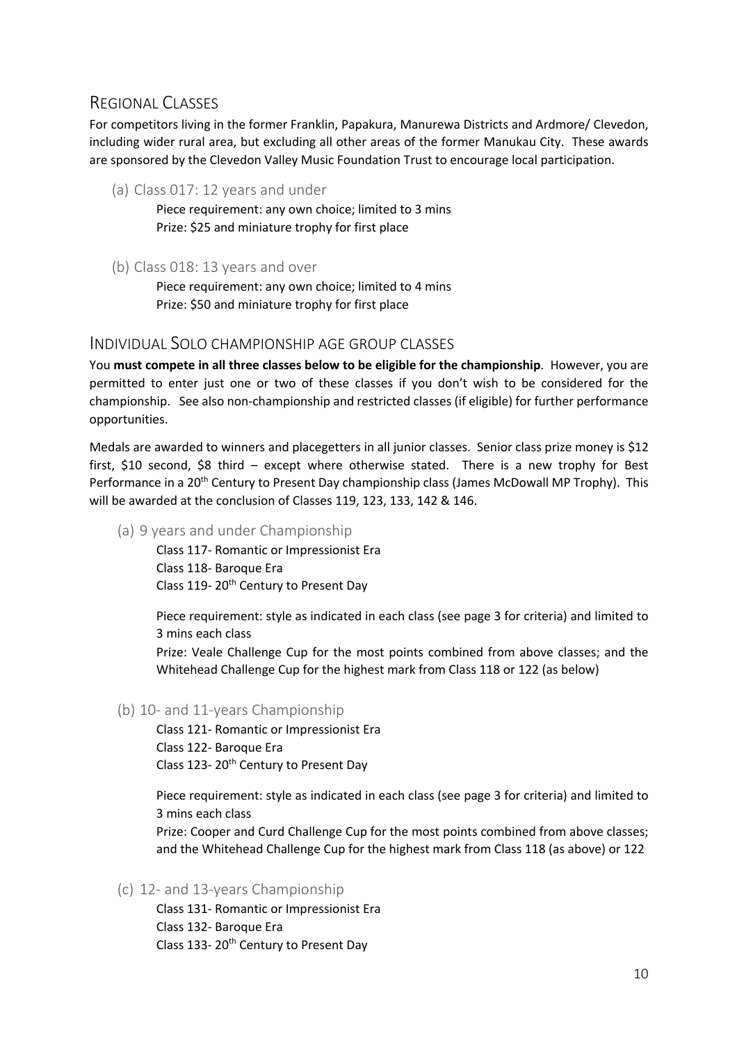## Regional Classes

For competitors living in the former Franklin, Papakura, Manurewa Districts and Ardmore/ Clevedon, including wider rural area, but excluding all other areas of the former Manukau City. These awards are sponsored by the Clevedon Valley Music Foundation Trust to encourage local participation.

### (a) Class 017: 12 years and under

Piece requirement: any own choice; limited to 3 mins
Prize: $25 and miniature trophy for first place

### (b) Class 018: 13 years and over

Piece requirement: any own choice; limited to 4 mins
Prize: $50 and miniature trophy for first place

## Individual Solo championship age group classes

You **must compete in all three classes below to be eligible for the championship**. However, you are permitted to enter just one or two of these classes if you don't wish to be considered for the championship. See also non-championship and restricted classes (if eligible) for further performance opportunities.

Medals are awarded to winners and placegetters in all junior classes. Senior class prize money is $12 first, $10 second, $8 third – except where otherwise stated. There is a new trophy for Best Performance in a 20th Century to Present Day championship class (James McDowall MP Trophy). This will be awarded at the conclusion of Classes 119, 123, 133, 142 & 146.

### (a) 9 years and under Championship

Class 117- Romantic or Impressionist Era
Class 118- Baroque Era
Class 119- 20th Century to Present Day

Piece requirement: style as indicated in each class (see page 3 for criteria) and limited to 3 mins each class

Prize: Veale Challenge Cup for the most points combined from above classes; and the Whitehead Challenge Cup for the highest mark from Class 118 or 122 (as below)

### (b) 10- and 11-years Championship

Class 121- Romantic or Impressionist Era
Class 122- Baroque Era
Class 123- 20th Century to Present Day

Piece requirement: style as indicated in each class (see page 3 for criteria) and limited to 3 mins each class

Prize: Cooper and Curd Challenge Cup for the most points combined from above classes; and the Whitehead Challenge Cup for the highest mark from Class 118 (as above) or 122

### (c) 12- and 13-years Championship

Class 131- Romantic or Impressionist Era
Class 132- Baroque Era
Class 133- 20th Century to Present Day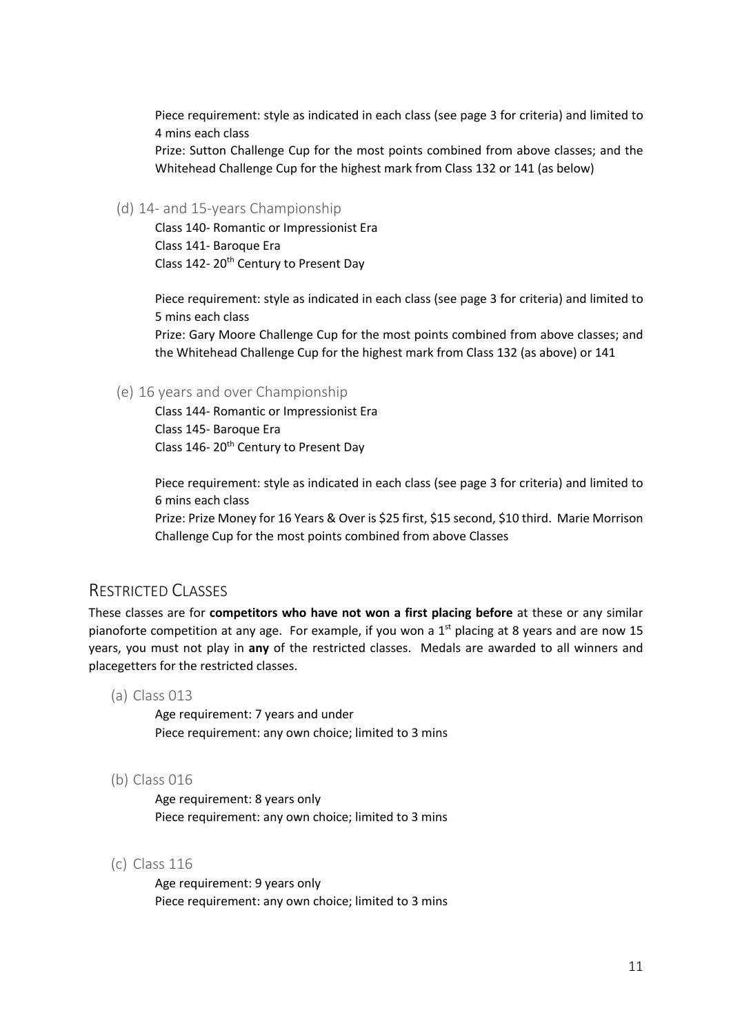Piece requirement: style as indicated in each class (see page 3 for criteria) and limited to 4 mins each class

Prize: Sutton Challenge Cup for the most points combined from above classes; and the Whitehead Challenge Cup for the highest mark from Class 132 or 141 (as below)

### (d) 14- and 15-years Championship

Class 140- Romantic or Impressionist Era
Class 141- Baroque Era
Class 142- 20th Century to Present Day

Piece requirement: style as indicated in each class (see page 3 for criteria) and limited to 5 mins each class

Prize: Gary Moore Challenge Cup for the most points combined from above classes; and the Whitehead Challenge Cup for the highest mark from Class 132 (as above) or 141

### (e) 16 years and over Championship

Class 144- Romantic or Impressionist Era
Class 145- Baroque Era
Class 146- 20th Century to Present Day

Piece requirement: style as indicated in each class (see page 3 for criteria) and limited to 6 mins each class

Prize: Prize Money for 16 Years & Over is $25 first, $15 second, $10 third. Marie Morrison Challenge Cup for the most points combined from above Classes

## Restricted Classes

These classes are for **competitors who have not won a first placing before** at these or any similar pianoforte competition at any age. For example, if you won a 1st placing at 8 years and are now 15 years, you must not play in **any** of the restricted classes. Medals are awarded to all winners and placegetters for the restricted classes.

### (a) Class 013

Age requirement: 7 years and under
Piece requirement: any own choice; limited to 3 mins

### (b) Class 016

Age requirement: 8 years only
Piece requirement: any own choice; limited to 3 mins

### (c) Class 116

Age requirement: 9 years only
Piece requirement: any own choice; limited to 3 mins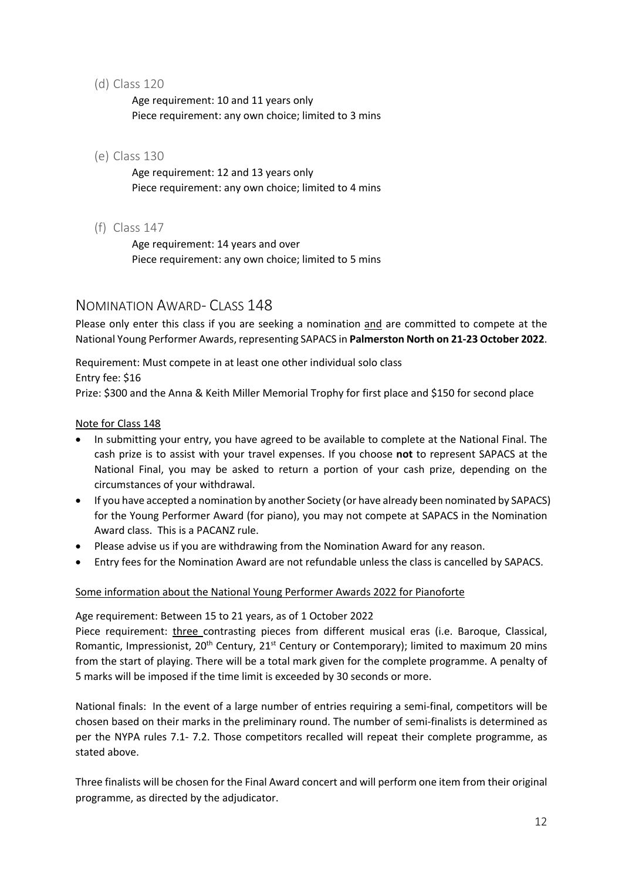(d) Class 120

Age requirement: 10 and 11 years only
Piece requirement: any own choice; limited to 3 mins

(e) Class 130

Age requirement: 12 and 13 years only
Piece requirement: any own choice; limited to 4 mins

(f) Class 147

Age requirement: 14 years and over
Piece requirement: any own choice; limited to 5 mins

## Nomination Award- Class 148

Please only enter this class if you are seeking a nomination and are committed to compete at the National Young Performer Awards, representing SAPACS in **Palmerston North on 21-23 October 2022**.

Requirement: Must compete in at least one other individual solo class
Entry fee: $16
Prize: $300 and the Anna & Keith Miller Memorial Trophy for first place and $150 for second place

Note for Class 148

- In submitting your entry, you have agreed to be available to complete at the National Final. The cash prize is to assist with your travel expenses. If you choose **not** to represent SAPACS at the National Final, you may be asked to return a portion of your cash prize, depending on the circumstances of your withdrawal.
- If you have accepted a nomination by another Society (or have already been nominated by SAPACS) for the Young Performer Award (for piano), you may not compete at SAPACS in the Nomination Award class. This is a PACANZ rule.
- Please advise us if you are withdrawing from the Nomination Award for any reason.
- Entry fees for the Nomination Award are not refundable unless the class is cancelled by SAPACS.

Some information about the National Young Performer Awards 2022 for Pianoforte

Age requirement: Between 15 to 21 years, as of 1 October 2022

Piece requirement: three contrasting pieces from different musical eras (i.e. Baroque, Classical, Romantic, Impressionist, 20th Century, 21st Century or Contemporary); limited to maximum 20 mins from the start of playing. There will be a total mark given for the complete programme. A penalty of 5 marks will be imposed if the time limit is exceeded by 30 seconds or more.

National finals: In the event of a large number of entries requiring a semi-final, competitors will be chosen based on their marks in the preliminary round. The number of semi-finalists is determined as per the NYPA rules 7.1- 7.2. Those competitors recalled will repeat their complete programme, as stated above.

Three finalists will be chosen for the Final Award concert and will perform one item from their original programme, as directed by the adjudicator.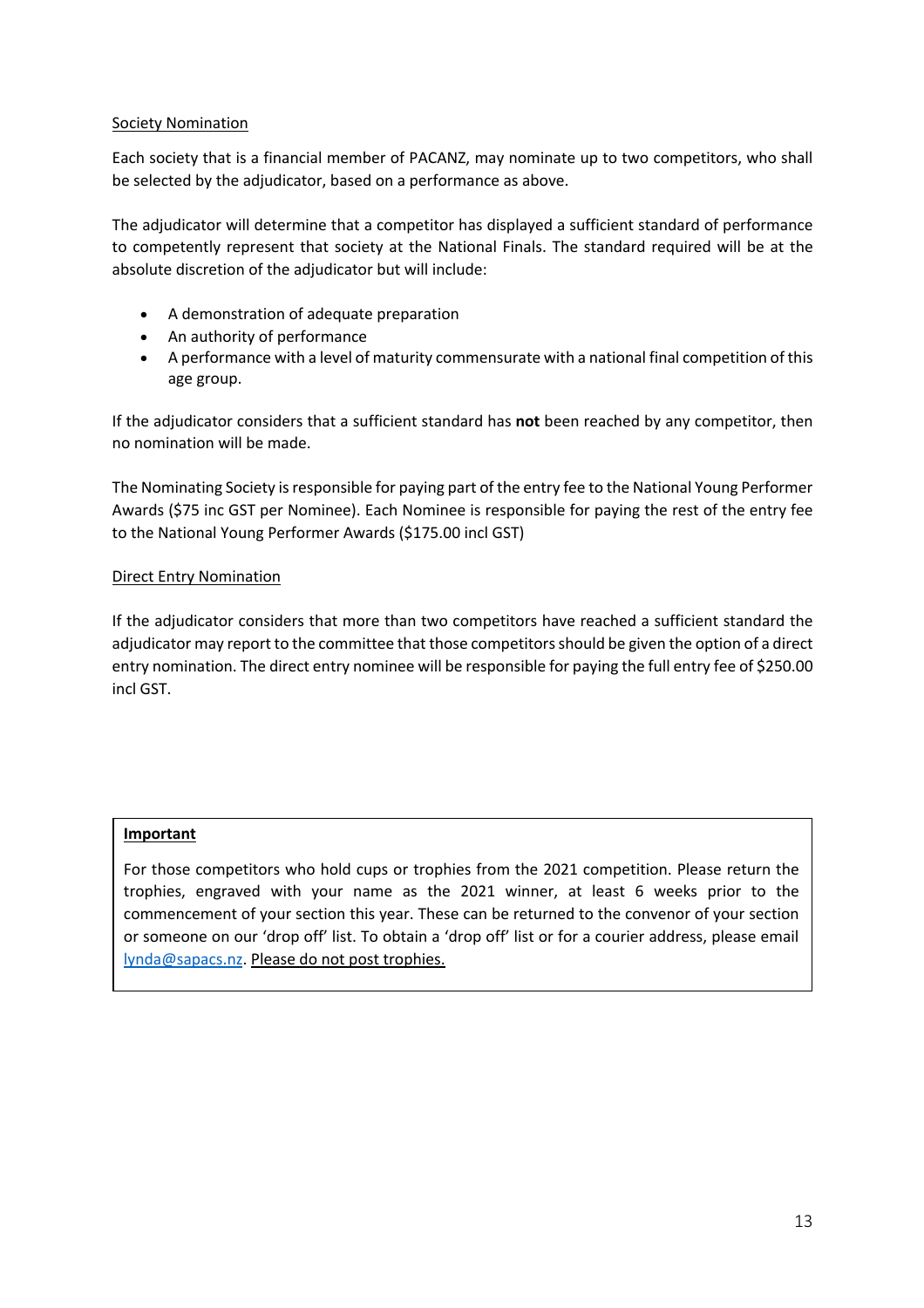Society Nomination

Each society that is a financial member of PACANZ, may nominate up to two competitors, who shall be selected by the adjudicator, based on a performance as above.

The adjudicator will determine that a competitor has displayed a sufficient standard of performance to competently represent that society at the National Finals. The standard required will be at the absolute discretion of the adjudicator but will include:

- A demonstration of adequate preparation
- An authority of performance
- A performance with a level of maturity commensurate with a national final competition of this age group.

If the adjudicator considers that a sufficient standard has **not** been reached by any competitor, then no nomination will be made.

The Nominating Society is responsible for paying part of the entry fee to the National Young Performer Awards ($75 inc GST per Nominee). Each Nominee is responsible for paying the rest of the entry fee to the National Young Performer Awards ($175.00 incl GST)

Direct Entry Nomination

If the adjudicator considers that more than two competitors have reached a sufficient standard the adjudicator may report to the committee that those competitors should be given the option of a direct entry nomination. The direct entry nominee will be responsible for paying the full entry fee of $250.00 incl GST.

**Important**

For those competitors who hold cups or trophies from the 2021 competition. Please return the trophies, engraved with your name as the 2021 winner, at least 6 weeks prior to the commencement of your section this year. These can be returned to the convenor of your section or someone on our 'drop off' list. To obtain a 'drop off' list or for a courier address, please email lynda@sapacs.nz. Please do not post trophies.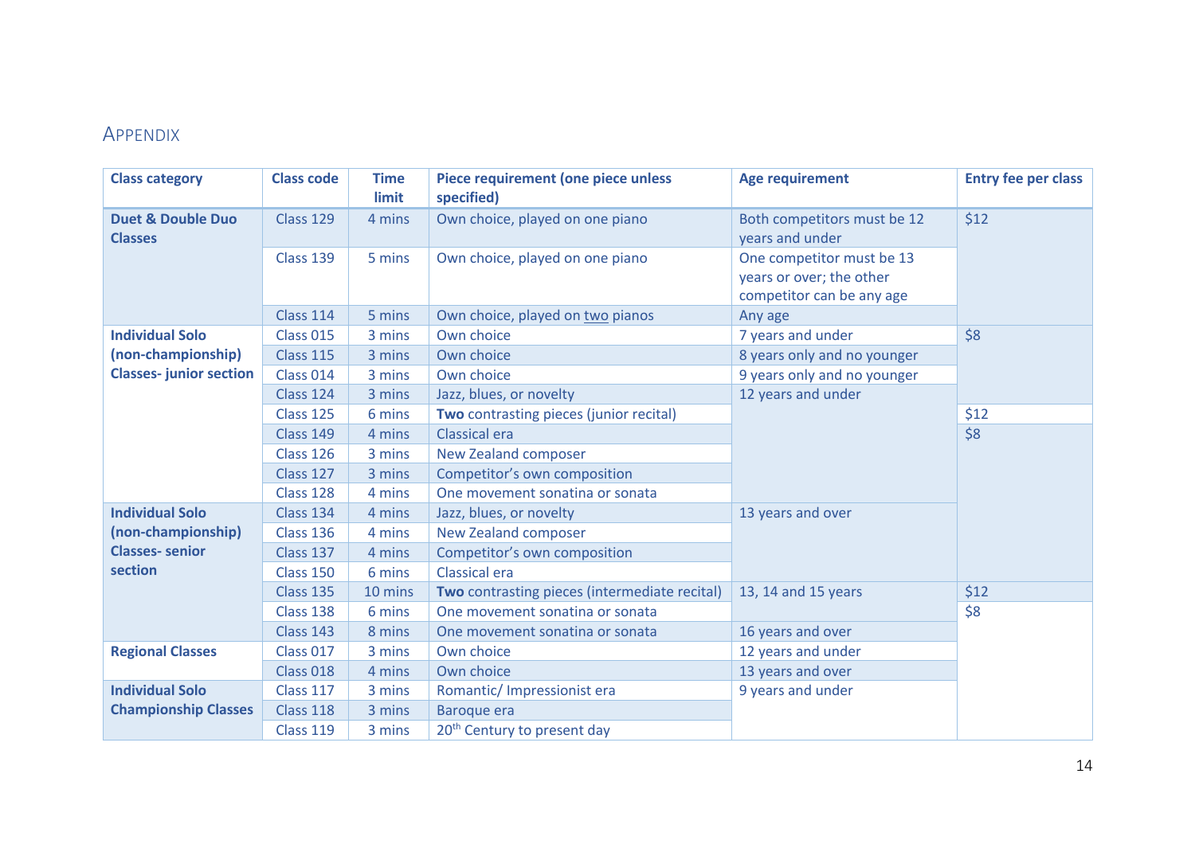## Appendix

| Class category | Class code | Time limit | Piece requirement (one piece unless specified) | Age requirement | Entry fee per class |
|---|---|---|---|---|---|
| **Duet & Double Duo Classes** | Class 129 | 4 mins | Own choice, played on one piano | Both competitors must be 12 years and under | $12 |
| | Class 139 | 5 mins | Own choice, played on one piano | One competitor must be 13 years or over; the other competitor can be any age | |
| | Class 114 | 5 mins | Own choice, played on two pianos | Any age | |
| **Individual Solo (non-championship) Classes- junior section** | Class 015 | 3 mins | Own choice | 7 years and under | $8 |
| | Class 115 | 3 mins | Own choice | 8 years only and no younger | |
| | Class 014 | 3 mins | Own choice | 9 years only and no younger | |
| | Class 124 | 3 mins | Jazz, blues, or novelty | 12 years and under | |
| | Class 125 | 6 mins | **Two** contrasting pieces (junior recital) | | $12 |
| | Class 149 | 4 mins | Classical era | | $8 |
| | Class 126 | 3 mins | New Zealand composer | | |
| | Class 127 | 3 mins | Competitor's own composition | | |
| | Class 128 | 4 mins | One movement sonatina or sonata | | |
| **Individual Solo (non-championship) Classes- senior section** | Class 134 | 4 mins | Jazz, blues, or novelty | 13 years and over | |
| | Class 136 | 4 mins | New Zealand composer | | |
| | Class 137 | 4 mins | Competitor's own composition | | |
| | Class 150 | 6 mins | Classical era | | |
| | Class 135 | 10 mins | **Two** contrasting pieces (intermediate recital) | 13, 14 and 15 years | $12 |
| | Class 138 | 6 mins | One movement sonatina or sonata | | $8 |
| | Class 143 | 8 mins | One movement sonatina or sonata | 16 years and over | |
| **Regional Classes** | Class 017 | 3 mins | Own choice | 12 years and under | |
| | Class 018 | 4 mins | Own choice | 13 years and over | |
| **Individual Solo Championship Classes** | Class 117 | 3 mins | Romantic/ Impressionist era | 9 years and under | |
| | Class 118 | 3 mins | Baroque era | | |
| | Class 119 | 3 mins | 20th Century to present day | | |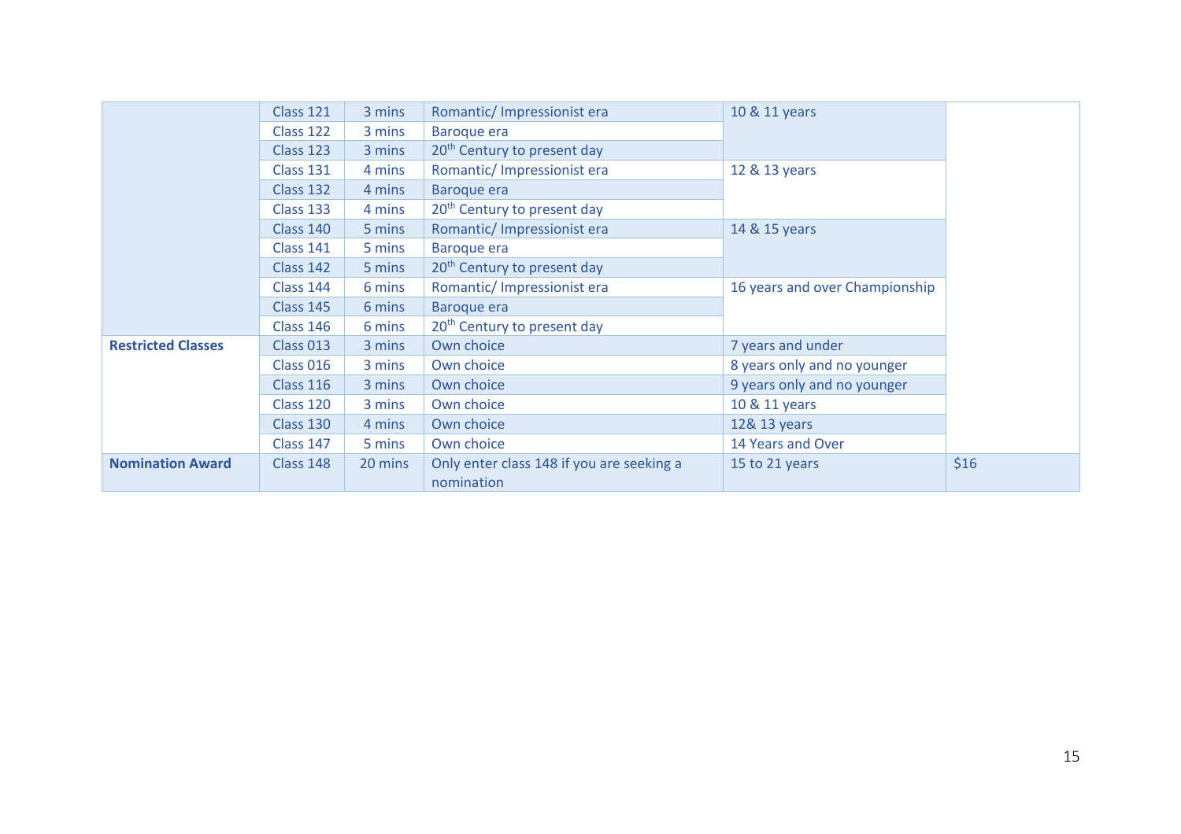| | | | | | |
|---|---|---|---|---|---|
| | Class 121 | 3 mins | Romantic/ Impressionist era | 10 & 11 years | |
| | Class 122 | 3 mins | Baroque era | | |
| | Class 123 | 3 mins | 20th Century to present day | | |
| | Class 131 | 4 mins | Romantic/ Impressionist era | 12 & 13 years | |
| | Class 132 | 4 mins | Baroque era | | |
| | Class 133 | 4 mins | 20th Century to present day | | |
| | Class 140 | 5 mins | Romantic/ Impressionist era | 14 & 15 years | |
| | Class 141 | 5 mins | Baroque era | | |
| | Class 142 | 5 mins | 20th Century to present day | | |
| | Class 144 | 6 mins | Romantic/ Impressionist era | 16 years and over Championship | |
| | Class 145 | 6 mins | Baroque era | | |
| | Class 146 | 6 mins | 20th Century to present day | | |
| **Restricted Classes** | Class 013 | 3 mins | Own choice | 7 years and under | |
| | Class 016 | 3 mins | Own choice | 8 years only and no younger | |
| | Class 116 | 3 mins | Own choice | 9 years only and no younger | |
| | Class 120 | 3 mins | Own choice | 10 & 11 years | |
| | Class 130 | 4 mins | Own choice | 12& 13 years | |
| | Class 147 | 5 mins | Own choice | 14 Years and Over | |
| **Nomination Award** | Class 148 | 20 mins | Only enter class 148 if you are seeking a nomination | 15 to 21 years | $16 |